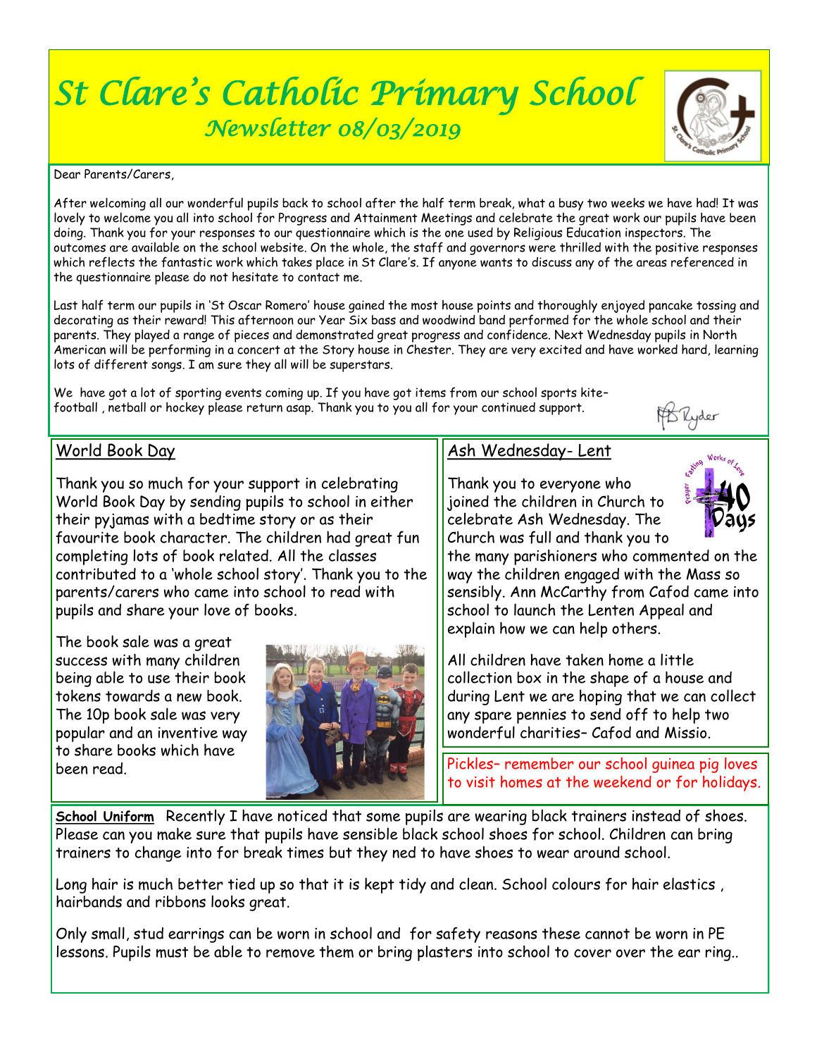# St Clare's Catholic Primary School

## Newsletter 08/03/2019

Dear Parents/Carers,

After welcoming all our wonderful pupils back to school after the half term break, what a busy two weeks we have had! It was lovely to welcome you all into school for Progress and Attainment Meetings and celebrate the great work our pupils have been doing. Thank you for your responses to our questionnaire which is the one used by Religious Education inspectors. The outcomes are available on the school website. On the whole, the staff and governors were thrilled with the positive responses which reflects the fantastic work which takes place in St Clare's. If anyone wants to discuss any of the areas referenced in the questionnaire please do not hesitate to contact me.

Last half term our pupils in 'St Oscar Romero' house gained the most house points and thoroughly enjoyed pancake tossing and decorating as their reward! This afternoon our Year Six bass and woodwind band performed for the whole school and their parents. They played a range of pieces and demonstrated great progress and confidence. Next Wednesday pupils in North American will be performing in a concert at the Story house in Chester. They are very excited and have worked hard, learning lots of different songs. I am sure they all will be superstars.

We have got a lot of sporting events coming up. If you have got items from our school sports kite– football , netball or hockey please return asap. Thank you to you all for your continued support.

B Ryder

### World Book Day

Thank you so much for your support in celebrating World Book Day by sending pupils to school in either their pyjamas with a bedtime story or as their favourite book character. The children had great fun completing lots of book related. All the classes contributed to a 'whole school story'. Thank you to the parents/carers who came into school to read with pupils and share your love of books.

The book sale was a great success with many children being able to use their book tokens towards a new book. The 10p book sale was very popular and an inventive way to share books which have been read.

### Ash Wednesday- Lent

Thank you to everyone who joined the children in Church to celebrate Ash Wednesday. The Church was full and thank you to the many parishioners who commented on the way the children engaged with the Mass so sensibly. Ann McCarthy from Cafod came into school to launch the Lenten Appeal and explain how we can help others.

All children have taken home a little collection box in the shape of a house and during Lent we are hoping that we can collect any spare pennies to send off to help two wonderful charities– Cafod and Missio.

Pickles– remember our school guinea pig loves to visit homes at the weekend or for holidays.

**School Uniform** Recently I have noticed that some pupils are wearing black trainers instead of shoes. Please can you make sure that pupils have sensible black school shoes for school. Children can bring trainers to change into for break times but they ned to have shoes to wear around school.

Long hair is much better tied up so that it is kept tidy and clean. School colours for hair elastics , hairbands and ribbons looks great.

Only small, stud earrings can be worn in school and for safety reasons these cannot be worn in PE lessons. Pupils must be able to remove them or bring plasters into school to cover over the ear ring..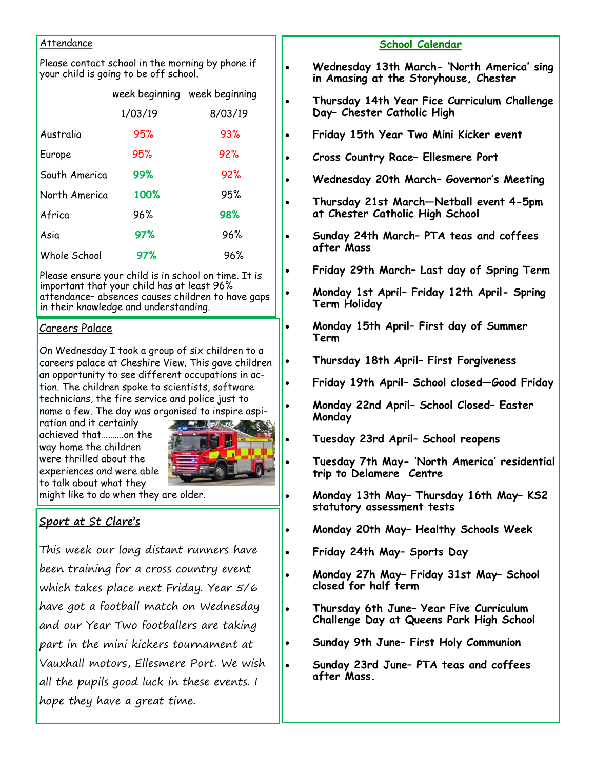## Attendance

Please contact school in the morning by phone if your child is going to be off school.

| | week beginning 1/03/19 | week beginning 8/03/19 |
|---|---|---|
| Australia | 95% | 93% |
| Europe | 95% | 92% |
| South America | **99%** | 92% |
| North America | **100%** | 95% |
| Africa | 96% | **98%** |
| Asia | **97%** | 96% |
| Whole School | **97%** | 96% |

Please ensure your child is in school on time. It is important that your child has at least 96% attendance– absences causes children to have gaps in their knowledge and understanding.

## Careers Palace

On Wednesday I took a group of six children to a careers palace at Cheshire View. This gave children an opportunity to see different occupations in action. The children spoke to scientists, software technicians, the fire service and police just to name a few. The day was organised to inspire aspiration and it certainly achieved that……….on the way home the children were thrilled about the experiences and were able to talk about what they might like to do when they are older.

## *Sport at St Clare's*

*This week our long distant runners have been training for a cross country event which takes place next Friday. Year 5/6 have got a football match on Wednesday and our Year Two footballers are taking part in the mini kickers tournament at Vauxhall motors, Ellesmere Port. We wish all the pupils good luck in these events. I hope they have a great time.*

## School Calendar

- **Wednesday 13th March- 'North America' sing in Amasing at the Storyhouse, Chester**
- **Thursday 14th Year Fice Curriculum Challenge Day– Chester Catholic High**
- **Friday 15th Year Two Mini Kicker event**
- **Cross Country Race– Ellesmere Port**
- **Wednesday 20th March– Governor's Meeting**
- **Thursday 21st March—Netball event 4-5pm at Chester Catholic High School**
- **Sunday 24th March– PTA teas and coffees after Mass**
- **Friday 29th March– Last day of Spring Term**
- **Monday 1st April– Friday 12th April- Spring Term Holiday**
- **Monday 15th April– First day of Summer Term**
- **Thursday 18th April– First Forgiveness**
- **Friday 19th April– School closed—Good Friday**
- **Monday 22nd April– School Closed– Easter Monday**
- **Tuesday 23rd April– School reopens**
- **Tuesday 7th May- 'North America' residential trip to Delamere Centre**
- **Monday 13th May– Thursday 16th May– KS2 statutory assessment tests**
- **Monday 20th May– Healthy Schools Week**
- **Friday 24th May– Sports Day**
- **Monday 27h May– Friday 31st May– School closed for half term**
- **Thursday 6th June– Year Five Curriculum Challenge Day at Queens Park High School**
- **Sunday 9th June– First Holy Communion**
- **Sunday 23rd June– PTA teas and coffees after Mass.**